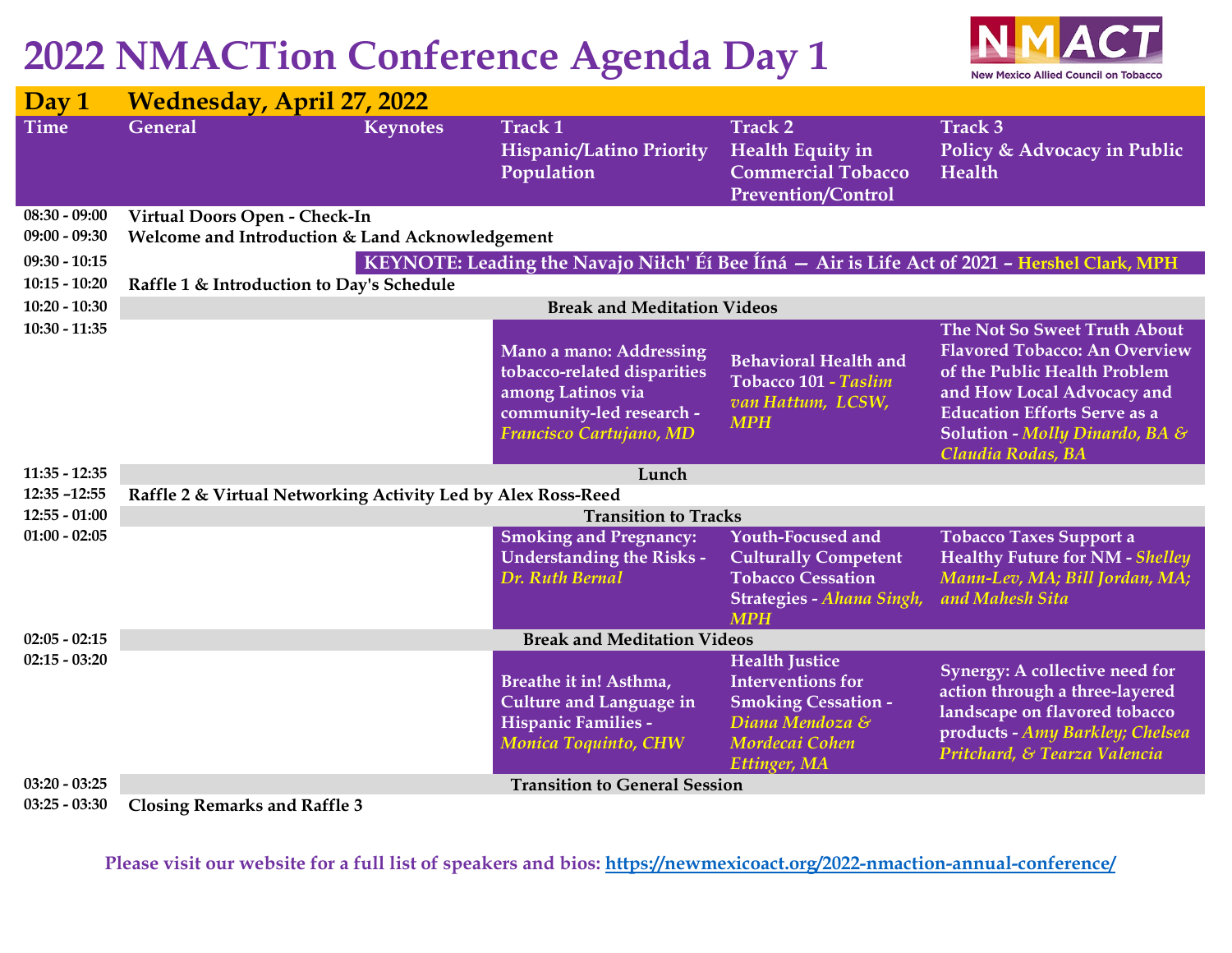# 2022 NMACTion Conference Agenda Day 1

New Mexico Allied Council on Tobacco

**Day 1 Wednesday, April 27, 2022**

| Time | General | Keynotes | Track 1 Hispanic/Latino Priority Population | Track 2 Health Equity in Commercial Tobacco Prevention/Control | Track 3 Policy & Advocacy in Public Health |
|---|---|---|---|---|---|
| 08:30 - 09:00 | Virtual Doors Open - Check-In | | | | |
| 09:00 - 09:30 | Welcome and Introduction & Land Acknowledgement | | | | |
| 09:30 - 10:15 | | KEYNOTE: Leading the Navajo Niłch' Éí Bee Ííná — Air is Life Act of 2021 – *Hershel Clark, MPH* | | | |
| 10:15 - 10:20 | Raffle 1 & Introduction to Day's Schedule | | | | |
| 10:20 - 10:30 | Break and Meditation Videos | | | | |
| 10:30 - 11:35 | | | Mano a mano: Addressing tobacco-related disparities among Latinos via community-led research - *Francisco Cartujano, MD* | Behavioral Health and Tobacco 101 - *Taslim van Hattum, LCSW, MPH* | The Not So Sweet Truth About Flavored Tobacco: An Overview of the Public Health Problem and How Local Advocacy and Education Efforts Serve as a Solution - *Molly Dinardo, BA & Claudia Rodas, BA* |
| 11:35 - 12:35 | Lunch | | | | |
| 12:35 –12:55 | Raffle 2 & Virtual Networking Activity Led by Alex Ross-Reed | | | | |
| 12:55 - 01:00 | Transition to Tracks | | | | |
| 01:00 - 02:05 | | | Smoking and Pregnancy: Understanding the Risks - *Dr. Ruth Bernal* | Youth-Focused and Culturally Competent Tobacco Cessation Strategies - *Ahana Singh, MPH* | Tobacco Taxes Support a Healthy Future for NM - *Shelley Mann-Lev, MA; Bill Jordan, MA; and Mahesh Sita* |
| 02:05 - 02:15 | Break and Meditation Videos | | | | |
| 02:15 - 03:20 | | | Breathe it in! Asthma, Culture and Language in Hispanic Families - *Monica Toquinto, CHW* | Health Justice Interventions for Smoking Cessation - *Diana Mendoza & Mordecai Cohen Ettinger, MA* | Synergy: A collective need for action through a three-layered landscape on flavored tobacco products - *Amy Barkley; Chelsea Pritchard, & Tearza Valencia* |
| 03:20 - 03:25 | Transition to General Session | | | | |
| 03:25 - 03:30 | Closing Remarks and Raffle 3 | | | | |

**Please visit our website for a full list of speakers and bios: [https://newmexicoact.org/2022-nmaction-annual-conference/](https://newmexicoact.org/2022-nmaction-annual-conference/)**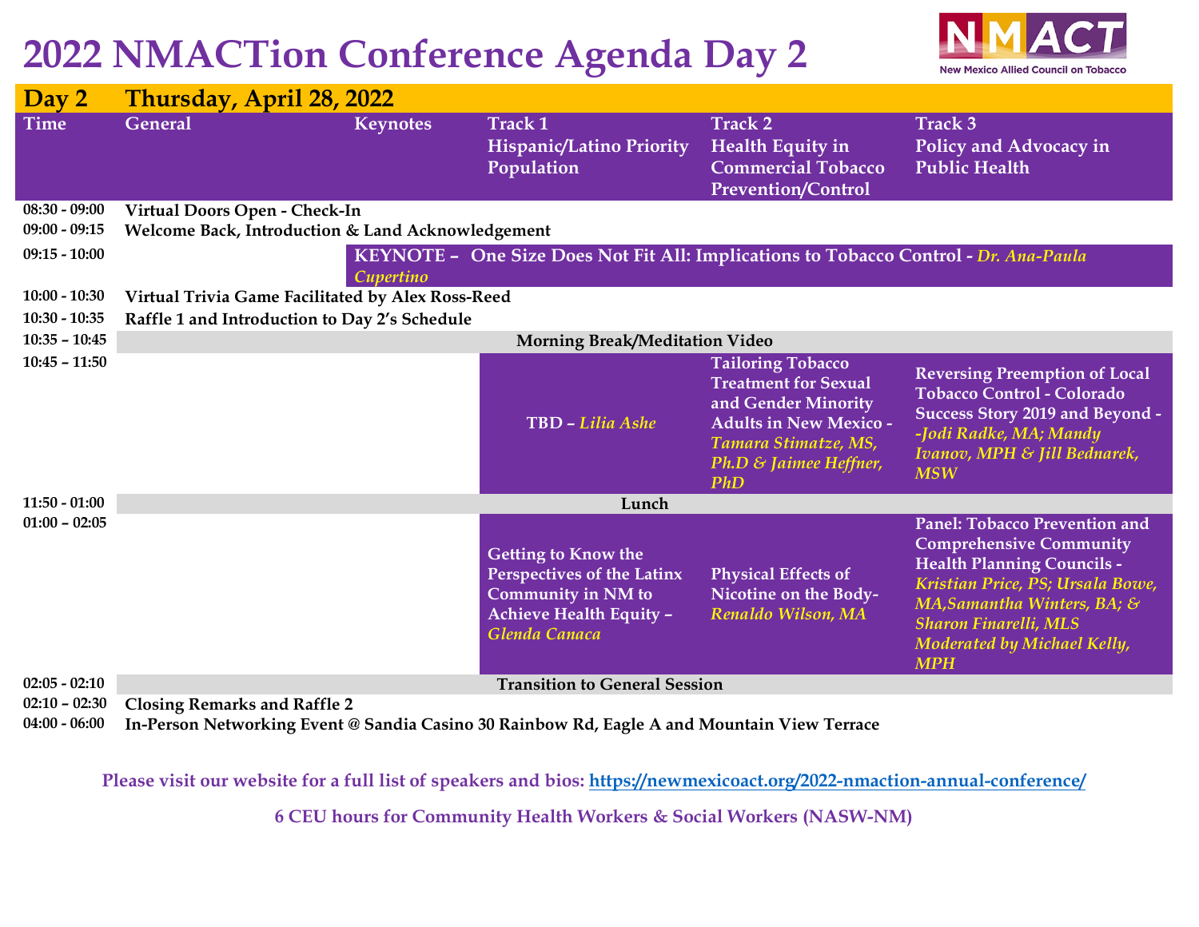# 2022 NMACTion Conference Agenda Day 2

New Mexico Allied Council on Tobacco

| Day 2 | Thursday, April 28, 2022 | | | | |
|---|---|---|---|---|---|
| **Time** | **General** | **Keynotes** | **Track 1 Hispanic/Latino Priority Population** | **Track 2 Health Equity in Commercial Tobacco Prevention/Control** | **Track 3 Policy and Advocacy in Public Health** |
| 08:30 - 09:00 | Virtual Doors Open - Check-In | | | | |
| 09:00 - 09:15 | Welcome Back, Introduction & Land Acknowledgement | | | | |
| 09:15 - 10:00 | | KEYNOTE – One Size Does Not Fit All: Implications to Tobacco Control - *Dr. Ana-Paula Cupertino* | | | |
| 10:00 - 10:30 | Virtual Trivia Game Facilitated by Alex Ross-Reed | | | | |
| 10:30 - 10:35 | Raffle 1 and Introduction to Day 2's Schedule | | | | |
| 10:35 – 10:45 | Morning Break/Meditation Video | | | | |
| 10:45 – 11:50 | | | TBD – *Lilia Ashe* | Tailoring Tobacco Treatment for Sexual and Gender Minority Adults in New Mexico - *Tamara Stimatze, MS, Ph.D & Jaimee Heffner, PhD* | Reversing Preemption of Local Tobacco Control - Colorado Success Story 2019 and Beyond - *-Jodi Radke, MA; Mandy Ivanov, MPH & Jill Bednarek, MSW* |
| 11:50 - 01:00 | Lunch | | | | |
| 01:00 – 02:05 | | | Getting to Know the Perspectives of the Latinx Community in NM to Achieve Health Equity – *Glenda Canaca* | Physical Effects of Nicotine on the Body- *Renaldo Wilson, MA* | Panel: Tobacco Prevention and Comprehensive Community Health Planning Councils - *Kristian Price, PS; Ursala Bowe, MA,Samantha Winters, BA; & Sharon Finarelli, MLS Moderated by Michael Kelly, MPH* |
| 02:05 - 02:10 | Transition to General Session | | | | |
| 02:10 – 02:30 | Closing Remarks and Raffle 2 | | | | |
| 04:00 – 06:00 | In-Person Networking Event @ Sandia Casino 30 Rainbow Rd, Eagle A and Mountain View Terrace | | | | |

**Please visit our website for a full list of speakers and bios: https://newmexicoact.org/2022-nmaction-annual-conference/**

**6 CEU hours for Community Health Workers & Social Workers (NASW-NM)**